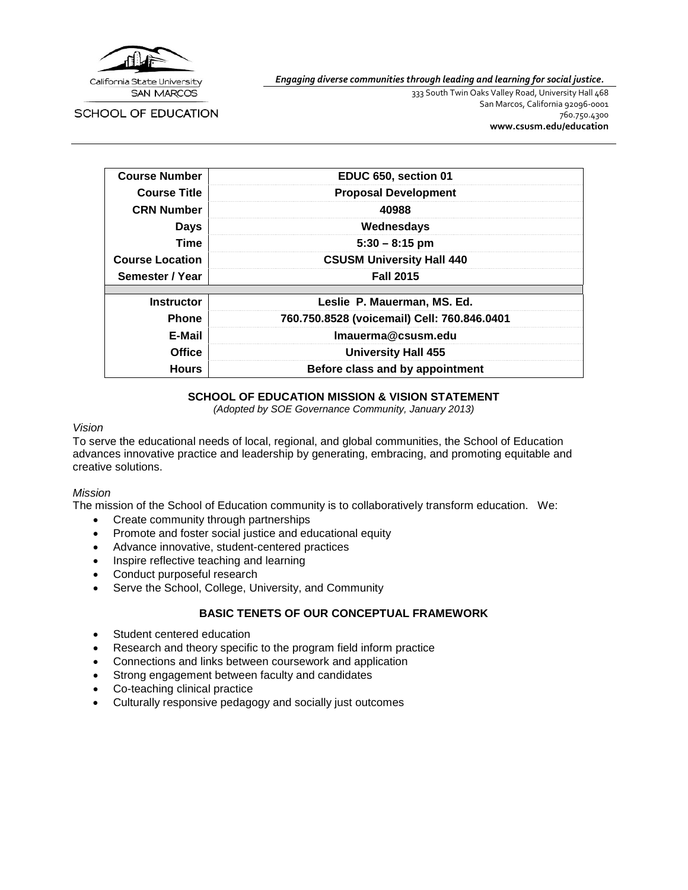California State University SAN MARCOS

SCHOOL OF EDUCATION

*Engaging diverse communities through leading and learning for social justice.*

333 South Twin Oaks Valley Road, University Hall 468
San Marcos, California 92096-0001
760.750.4300
**www.csusm.edu/education**

| | |
|---|---|
| **Course Number** | **EDUC 650, section 01** |
| **Course Title** | **Proposal Development** |
| **CRN Number** | **40988** |
| **Days** | **Wednesdays** |
| **Time** | **5:30 – 8:15 pm** |
| **Course Location** | **CSUSM University Hall 440** |
| **Semester / Year** | **Fall 2015** |
| | |
| **Instructor** | **Leslie P. Mauerman, MS. Ed.** |
| **Phone** | **760.750.8528 (voicemail) Cell: 760.846.0401** |
| **E-Mail** | **lmauerma@csusm.edu** |
| **Office** | **University Hall 455** |
| **Hours** | **Before class and by appointment** |

## SCHOOL OF EDUCATION MISSION & VISION STATEMENT

*(Adopted by SOE Governance Community, January 2013)*

*Vision*

To serve the educational needs of local, regional, and global communities, the School of Education advances innovative practice and leadership by generating, embracing, and promoting equitable and creative solutions.

*Mission*

The mission of the School of Education community is to collaboratively transform education. We:

- Create community through partnerships
- Promote and foster social justice and educational equity
- Advance innovative, student-centered practices
- Inspire reflective teaching and learning
- Conduct purposeful research
- Serve the School, College, University, and Community

## BASIC TENETS OF OUR CONCEPTUAL FRAMEWORK

- Student centered education
- Research and theory specific to the program field inform practice
- Connections and links between coursework and application
- Strong engagement between faculty and candidates
- Co-teaching clinical practice
- Culturally responsive pedagogy and socially just outcomes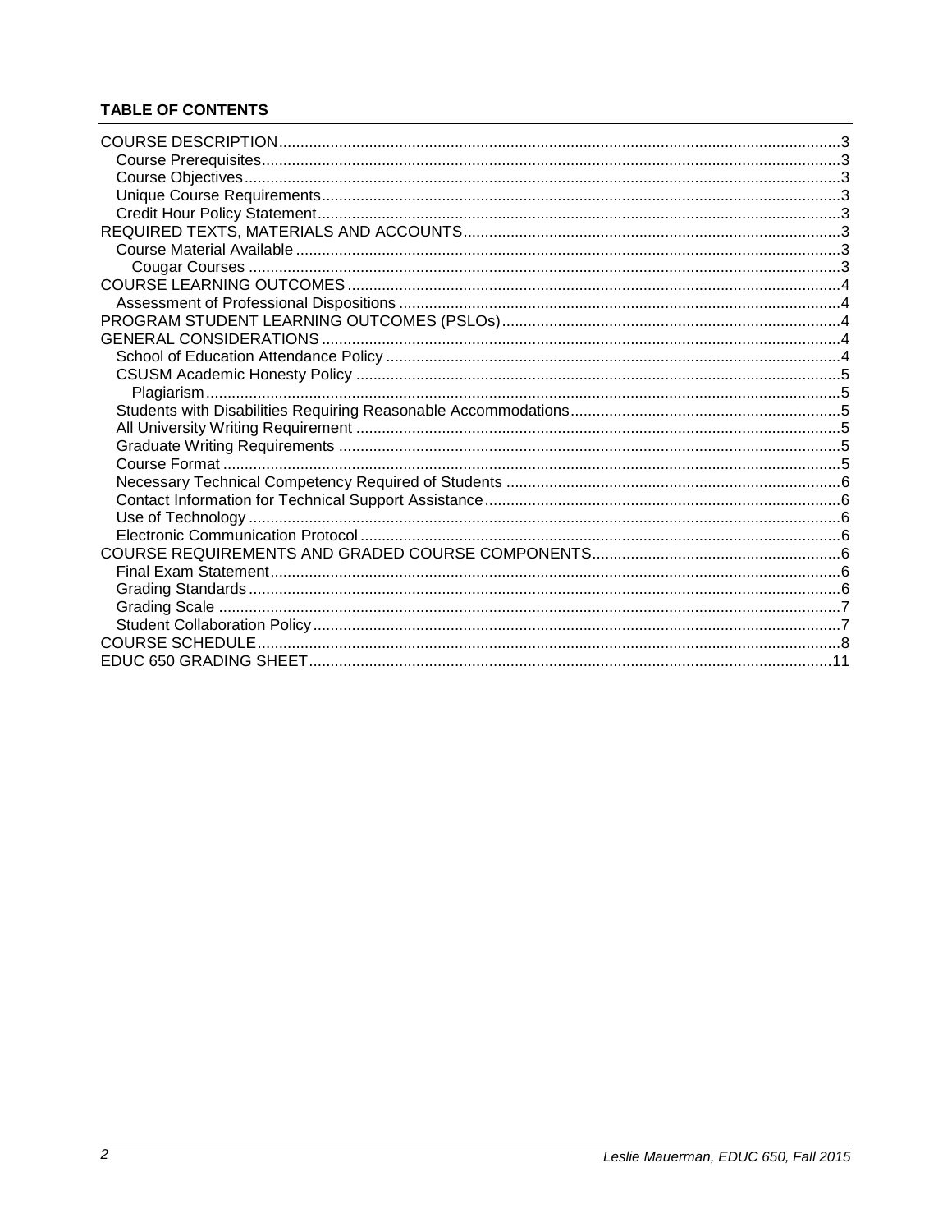**TABLE OF CONTENTS**

- COURSE DESCRIPTION ... 3
  - Course Prerequisites ... 3
  - Course Objectives ... 3
  - Unique Course Requirements ... 3
  - Credit Hour Policy Statement ... 3
- REQUIRED TEXTS, MATERIALS AND ACCOUNTS ... 3
  - Course Material Available ... 3
    - Cougar Courses ... 3
- COURSE LEARNING OUTCOMES ... 4
  - Assessment of Professional Dispositions ... 4
- PROGRAM STUDENT LEARNING OUTCOMES (PSLOs) ... 4
- GENERAL CONSIDERATIONS ... 4
  - School of Education Attendance Policy ... 4
  - CSUSM Academic Honesty Policy ... 5
    - Plagiarism ... 5
  - Students with Disabilities Requiring Reasonable Accommodations ... 5
  - All University Writing Requirement ... 5
  - Graduate Writing Requirements ... 5
  - Course Format ... 5
  - Necessary Technical Competency Required of Students ... 6
  - Contact Information for Technical Support Assistance ... 6
  - Use of Technology ... 6
  - Electronic Communication Protocol ... 6
- COURSE REQUIREMENTS AND GRADED COURSE COMPONENTS ... 6
  - Final Exam Statement ... 6
  - Grading Standards ... 6
  - Grading Scale ... 7
  - Student Collaboration Policy ... 7
- COURSE SCHEDULE ... 8
- EDUC 650 GRADING SHEET ... 11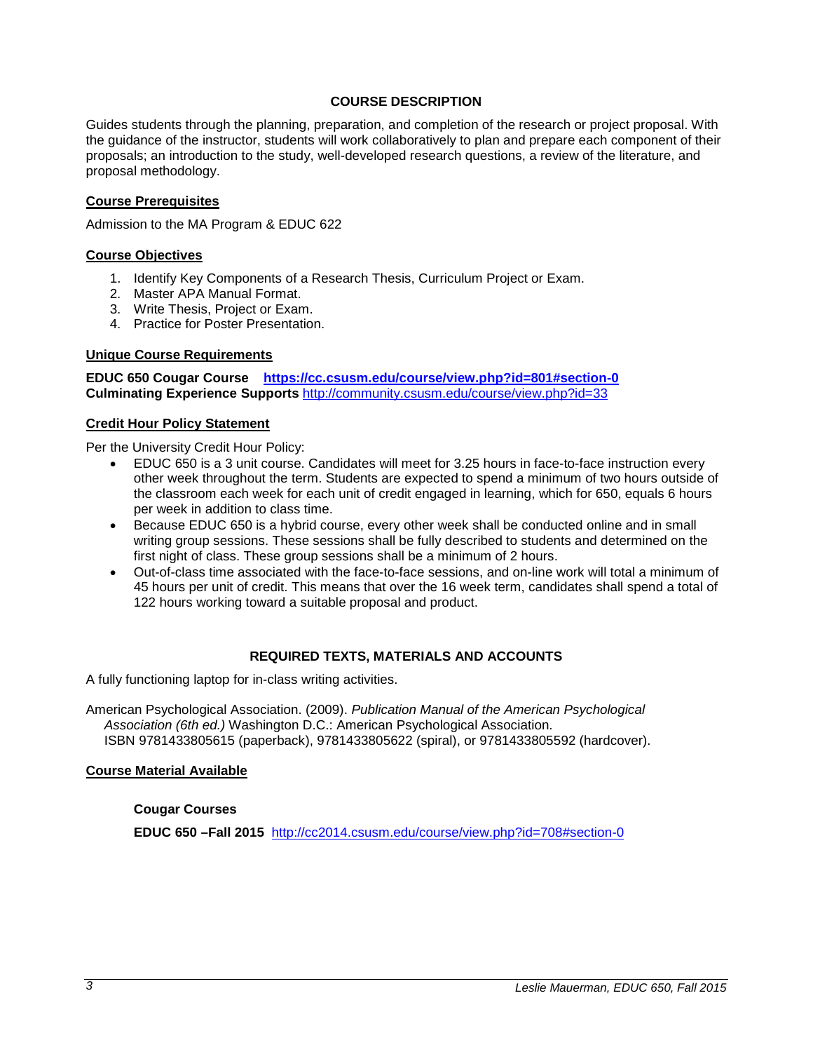## COURSE DESCRIPTION

Guides students through the planning, preparation, and completion of the research or project proposal. With the guidance of the instructor, students will work collaboratively to plan and prepare each component of their proposals; an introduction to the study, well-developed research questions, a review of the literature, and proposal methodology.

### Course Prerequisites

Admission to the MA Program & EDUC 622

### Course Objectives

1. Identify Key Components of a Research Thesis, Curriculum Project or Exam.
2. Master APA Manual Format.
3. Write Thesis, Project or Exam.
4. Practice for Poster Presentation.

### Unique Course Requirements

**EDUC 650 Cougar Course** **https://cc.csusm.edu/course/view.php?id=801#section-0**
**Culminating Experience Supports** http://community.csusm.edu/course/view.php?id=33

### Credit Hour Policy Statement

Per the University Credit Hour Policy:

- EDUC 650 is a 3 unit course. Candidates will meet for 3.25 hours in face-to-face instruction every other week throughout the term. Students are expected to spend a minimum of two hours outside of the classroom each week for each unit of credit engaged in learning, which for 650, equals 6 hours per week in addition to class time.
- Because EDUC 650 is a hybrid course, every other week shall be conducted online and in small writing group sessions. These sessions shall be fully described to students and determined on the first night of class. These group sessions shall be a minimum of 2 hours.
- Out-of-class time associated with the face-to-face sessions, and on-line work will total a minimum of 45 hours per unit of credit. This means that over the 16 week term, candidates shall spend a total of 122 hours working toward a suitable proposal and product.

## REQUIRED TEXTS, MATERIALS AND ACCOUNTS

A fully functioning laptop for in-class writing activities.

American Psychological Association. (2009). *Publication Manual of the American Psychological Association (6th ed.)* Washington D.C.: American Psychological Association. ISBN 9781433805615 (paperback), 9781433805622 (spiral), or 9781433805592 (hardcover).

### Course Material Available

**Cougar Courses**

**EDUC 650 –Fall 2015** http://cc2014.csusm.edu/course/view.php?id=708#section-0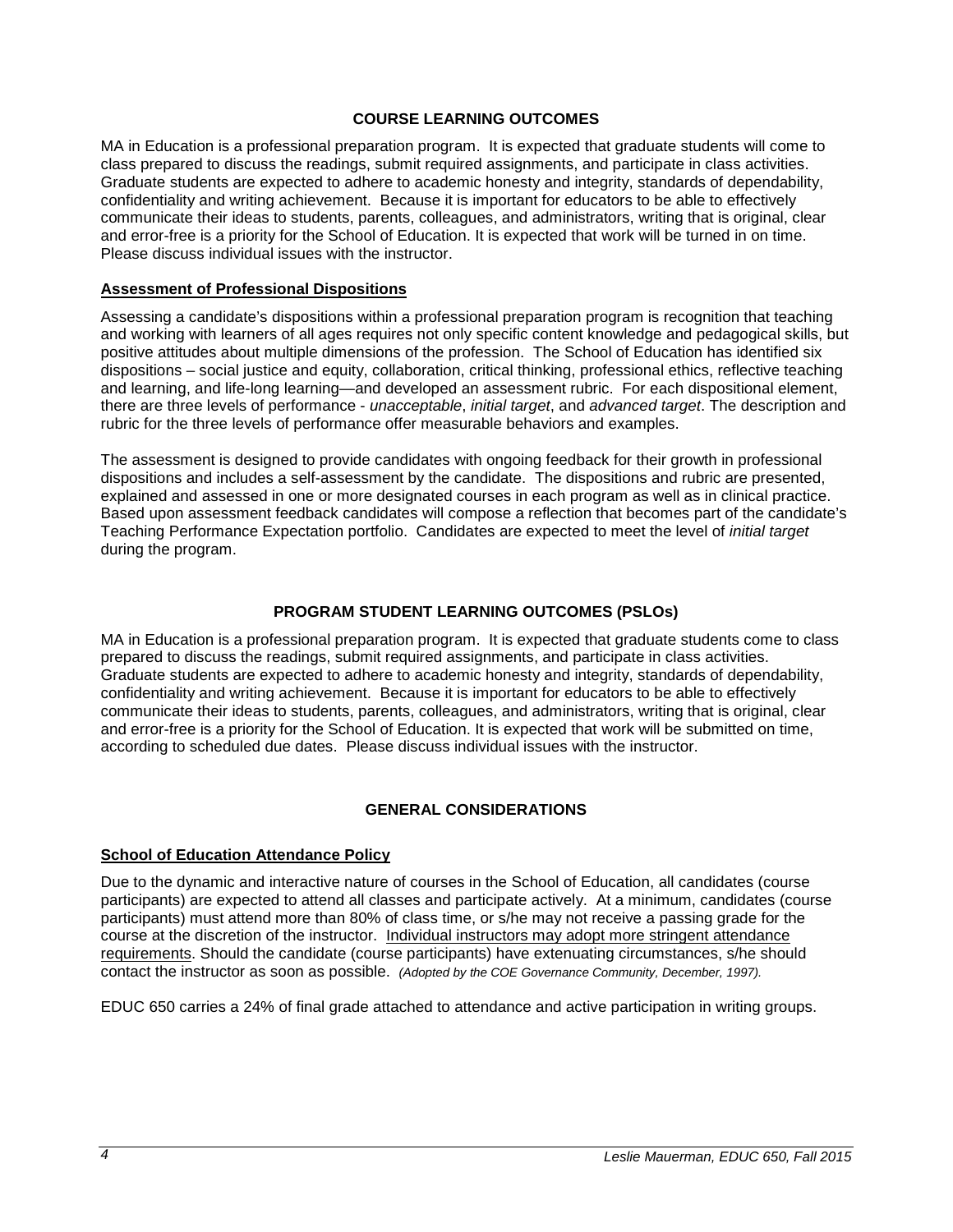## COURSE LEARNING OUTCOMES

MA in Education is a professional preparation program. It is expected that graduate students will come to class prepared to discuss the readings, submit required assignments, and participate in class activities. Graduate students are expected to adhere to academic honesty and integrity, standards of dependability, confidentiality and writing achievement. Because it is important for educators to be able to effectively communicate their ideas to students, parents, colleagues, and administrators, writing that is original, clear and error-free is a priority for the School of Education. It is expected that work will be turned in on time. Please discuss individual issues with the instructor.

### Assessment of Professional Dispositions

Assessing a candidate's dispositions within a professional preparation program is recognition that teaching and working with learners of all ages requires not only specific content knowledge and pedagogical skills, but positive attitudes about multiple dimensions of the profession. The School of Education has identified six dispositions – social justice and equity, collaboration, critical thinking, professional ethics, reflective teaching and learning, and life-long learning—and developed an assessment rubric. For each dispositional element, there are three levels of performance - *unacceptable*, *initial target*, and *advanced target*. The description and rubric for the three levels of performance offer measurable behaviors and examples.

The assessment is designed to provide candidates with ongoing feedback for their growth in professional dispositions and includes a self-assessment by the candidate. The dispositions and rubric are presented, explained and assessed in one or more designated courses in each program as well as in clinical practice. Based upon assessment feedback candidates will compose a reflection that becomes part of the candidate's Teaching Performance Expectation portfolio. Candidates are expected to meet the level of *initial target* during the program.

## PROGRAM STUDENT LEARNING OUTCOMES (PSLOs)

MA in Education is a professional preparation program. It is expected that graduate students come to class prepared to discuss the readings, submit required assignments, and participate in class activities. Graduate students are expected to adhere to academic honesty and integrity, standards of dependability, confidentiality and writing achievement. Because it is important for educators to be able to effectively communicate their ideas to students, parents, colleagues, and administrators, writing that is original, clear and error-free is a priority for the School of Education. It is expected that work will be submitted on time, according to scheduled due dates. Please discuss individual issues with the instructor.

## GENERAL CONSIDERATIONS

### School of Education Attendance Policy

Due to the dynamic and interactive nature of courses in the School of Education, all candidates (course participants) are expected to attend all classes and participate actively. At a minimum, candidates (course participants) must attend more than 80% of class time, or s/he may not receive a passing grade for the course at the discretion of the instructor. Individual instructors may adopt more stringent attendance requirements. Should the candidate (course participants) have extenuating circumstances, s/he should contact the instructor as soon as possible. *(Adopted by the COE Governance Community, December, 1997).*

EDUC 650 carries a 24% of final grade attached to attendance and active participation in writing groups.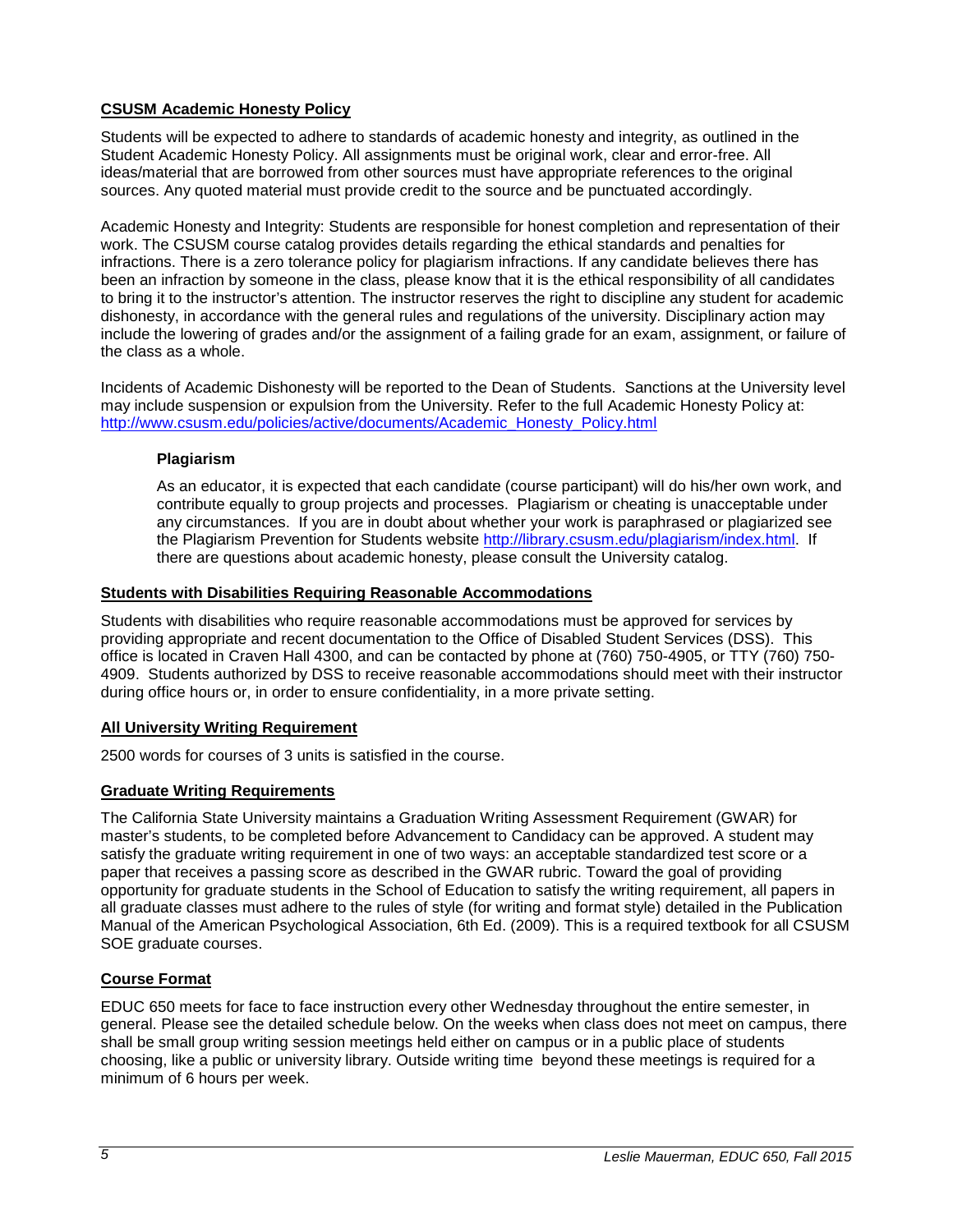## CSUSM Academic Honesty Policy

Students will be expected to adhere to standards of academic honesty and integrity, as outlined in the Student Academic Honesty Policy. All assignments must be original work, clear and error-free. All ideas/material that are borrowed from other sources must have appropriate references to the original sources. Any quoted material must provide credit to the source and be punctuated accordingly.

Academic Honesty and Integrity: Students are responsible for honest completion and representation of their work. The CSUSM course catalog provides details regarding the ethical standards and penalties for infractions. There is a zero tolerance policy for plagiarism infractions. If any candidate believes there has been an infraction by someone in the class, please know that it is the ethical responsibility of all candidates to bring it to the instructor's attention. The instructor reserves the right to discipline any student for academic dishonesty, in accordance with the general rules and regulations of the university. Disciplinary action may include the lowering of grades and/or the assignment of a failing grade for an exam, assignment, or failure of the class as a whole.

Incidents of Academic Dishonesty will be reported to the Dean of Students. Sanctions at the University level may include suspension or expulsion from the University. Refer to the full Academic Honesty Policy at: [http://www.csusm.edu/policies/active/documents/Academic_Honesty_Policy.html](http://www.csusm.edu/policies/active/documents/Academic_Honesty_Policy.html)

### Plagiarism

As an educator, it is expected that each candidate (course participant) will do his/her own work, and contribute equally to group projects and processes. Plagiarism or cheating is unacceptable under any circumstances. If you are in doubt about whether your work is paraphrased or plagiarized see the Plagiarism Prevention for Students website [http://library.csusm.edu/plagiarism/index.html](http://library.csusm.edu/plagiarism/index.html). If there are questions about academic honesty, please consult the University catalog.

## Students with Disabilities Requiring Reasonable Accommodations

Students with disabilities who require reasonable accommodations must be approved for services by providing appropriate and recent documentation to the Office of Disabled Student Services (DSS). This office is located in Craven Hall 4300, and can be contacted by phone at (760) 750-4905, or TTY (760) 750-4909. Students authorized by DSS to receive reasonable accommodations should meet with their instructor during office hours or, in order to ensure confidentiality, in a more private setting.

## All University Writing Requirement

2500 words for courses of 3 units is satisfied in the course.

## Graduate Writing Requirements

The California State University maintains a Graduation Writing Assessment Requirement (GWAR) for master's students, to be completed before Advancement to Candidacy can be approved. A student may satisfy the graduate writing requirement in one of two ways: an acceptable standardized test score or a paper that receives a passing score as described in the GWAR rubric. Toward the goal of providing opportunity for graduate students in the School of Education to satisfy the writing requirement, all papers in all graduate classes must adhere to the rules of style (for writing and format style) detailed in the Publication Manual of the American Psychological Association, 6th Ed. (2009). This is a required textbook for all CSUSM SOE graduate courses.

## Course Format

EDUC 650 meets for face to face instruction every other Wednesday throughout the entire semester, in general. Please see the detailed schedule below. On the weeks when class does not meet on campus, there shall be small group writing session meetings held either on campus or in a public place of students choosing, like a public or university library. Outside writing time beyond these meetings is required for a minimum of 6 hours per week.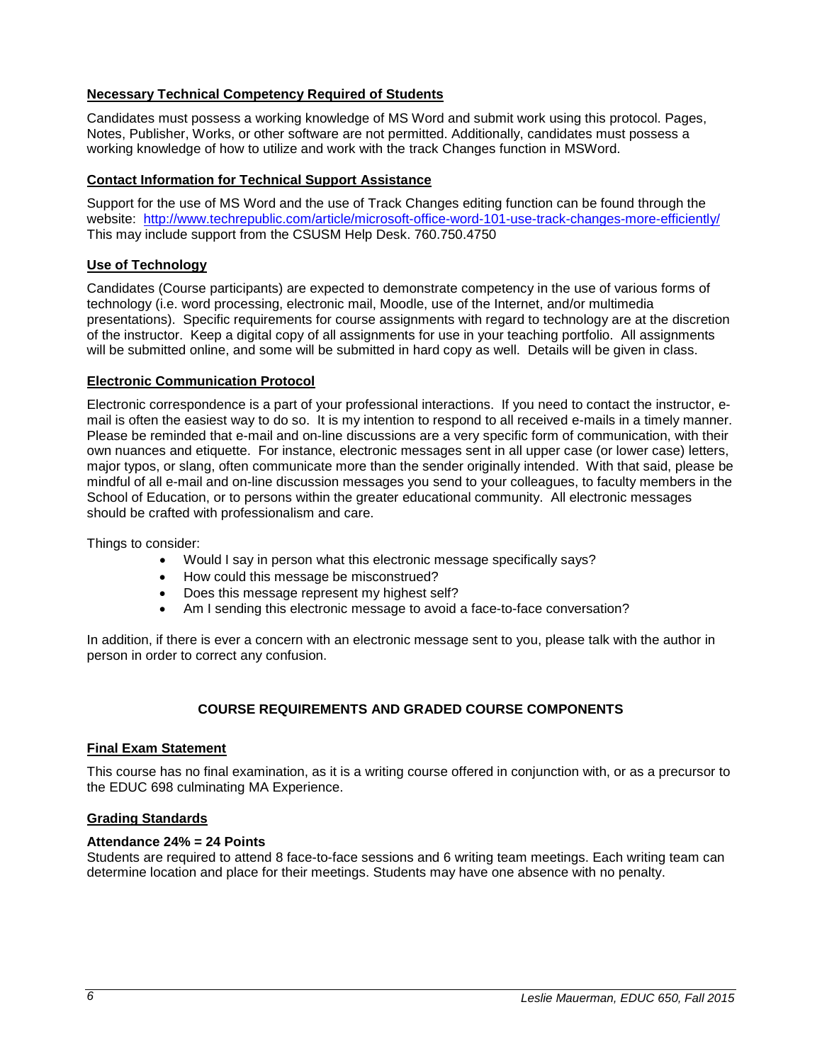### Necessary Technical Competency Required of Students

Candidates must possess a working knowledge of MS Word and submit work using this protocol. Pages, Notes, Publisher, Works, or other software are not permitted. Additionally, candidates must possess a working knowledge of how to utilize and work with the track Changes function in MSWord.

### Contact Information for Technical Support Assistance

Support for the use of MS Word and the use of Track Changes editing function can be found through the website: http://www.techrepublic.com/article/microsoft-office-word-101-use-track-changes-more-efficiently/ This may include support from the CSUSM Help Desk. 760.750.4750

### Use of Technology

Candidates (Course participants) are expected to demonstrate competency in the use of various forms of technology (i.e. word processing, electronic mail, Moodle, use of the Internet, and/or multimedia presentations). Specific requirements for course assignments with regard to technology are at the discretion of the instructor. Keep a digital copy of all assignments for use in your teaching portfolio. All assignments will be submitted online, and some will be submitted in hard copy as well. Details will be given in class.

### Electronic Communication Protocol

Electronic correspondence is a part of your professional interactions. If you need to contact the instructor, e-mail is often the easiest way to do so. It is my intention to respond to all received e-mails in a timely manner. Please be reminded that e-mail and on-line discussions are a very specific form of communication, with their own nuances and etiquette. For instance, electronic messages sent in all upper case (or lower case) letters, major typos, or slang, often communicate more than the sender originally intended. With that said, please be mindful of all e-mail and on-line discussion messages you send to your colleagues, to faculty members in the School of Education, or to persons within the greater educational community. All electronic messages should be crafted with professionalism and care.

Things to consider:

- Would I say in person what this electronic message specifically says?
- How could this message be misconstrued?
- Does this message represent my highest self?
- Am I sending this electronic message to avoid a face-to-face conversation?

In addition, if there is ever a concern with an electronic message sent to you, please talk with the author in person in order to correct any confusion.

## COURSE REQUIREMENTS AND GRADED COURSE COMPONENTS

### Final Exam Statement

This course has no final examination, as it is a writing course offered in conjunction with, or as a precursor to the EDUC 698 culminating MA Experience.

### Grading Standards

**Attendance 24% = 24 Points**

Students are required to attend 8 face-to-face sessions and 6 writing team meetings. Each writing team can determine location and place for their meetings. Students may have one absence with no penalty.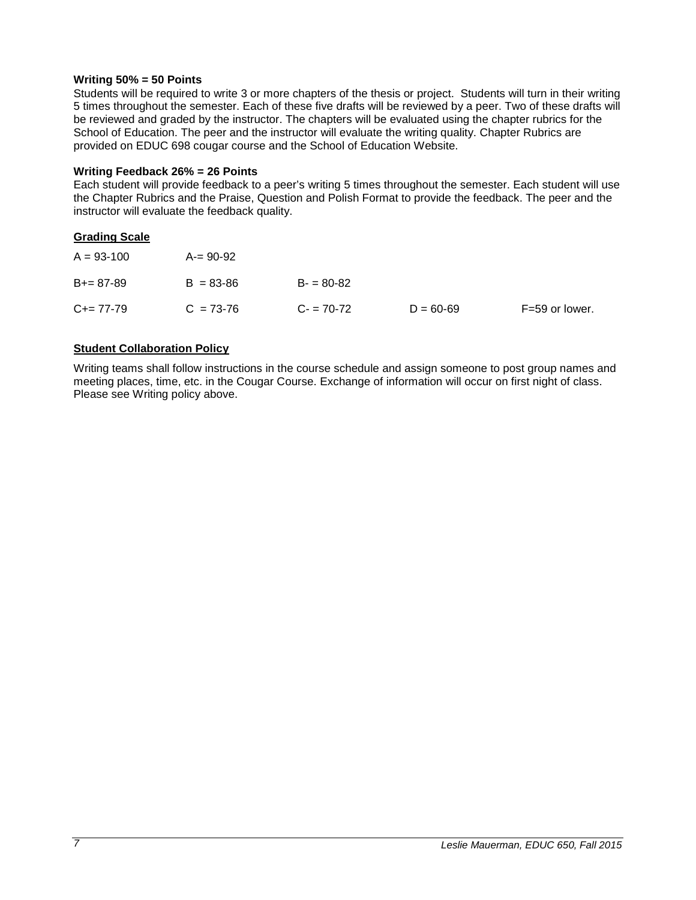**Writing 50% = 50 Points**

Students will be required to write 3 or more chapters of the thesis or project. Students will turn in their writing 5 times throughout the semester. Each of these five drafts will be reviewed by a peer. Two of these drafts will be reviewed and graded by the instructor. The chapters will be evaluated using the chapter rubrics for the School of Education. The peer and the instructor will evaluate the writing quality. Chapter Rubrics are provided on EDUC 698 cougar course and the School of Education Website.

**Writing Feedback 26% = 26 Points**

Each student will provide feedback to a peer's writing 5 times throughout the semester. Each student will use the Chapter Rubrics and the Praise, Question and Polish Format to provide the feedback. The peer and the instructor will evaluate the feedback quality.

**Grading Scale**

| | | | | |
|---|---|---|---|---|
| A = 93-100 | A-= 90-92 | | | |
| B+= 87-89 | B = 83-86 | B- = 80-82 | | |
| C+= 77-79 | C = 73-76 | C- = 70-72 | D = 60-69 | F=59 or lower. |

**Student Collaboration Policy**

Writing teams shall follow instructions in the course schedule and assign someone to post group names and meeting places, time, etc. in the Cougar Course. Exchange of information will occur on first night of class. Please see Writing policy above.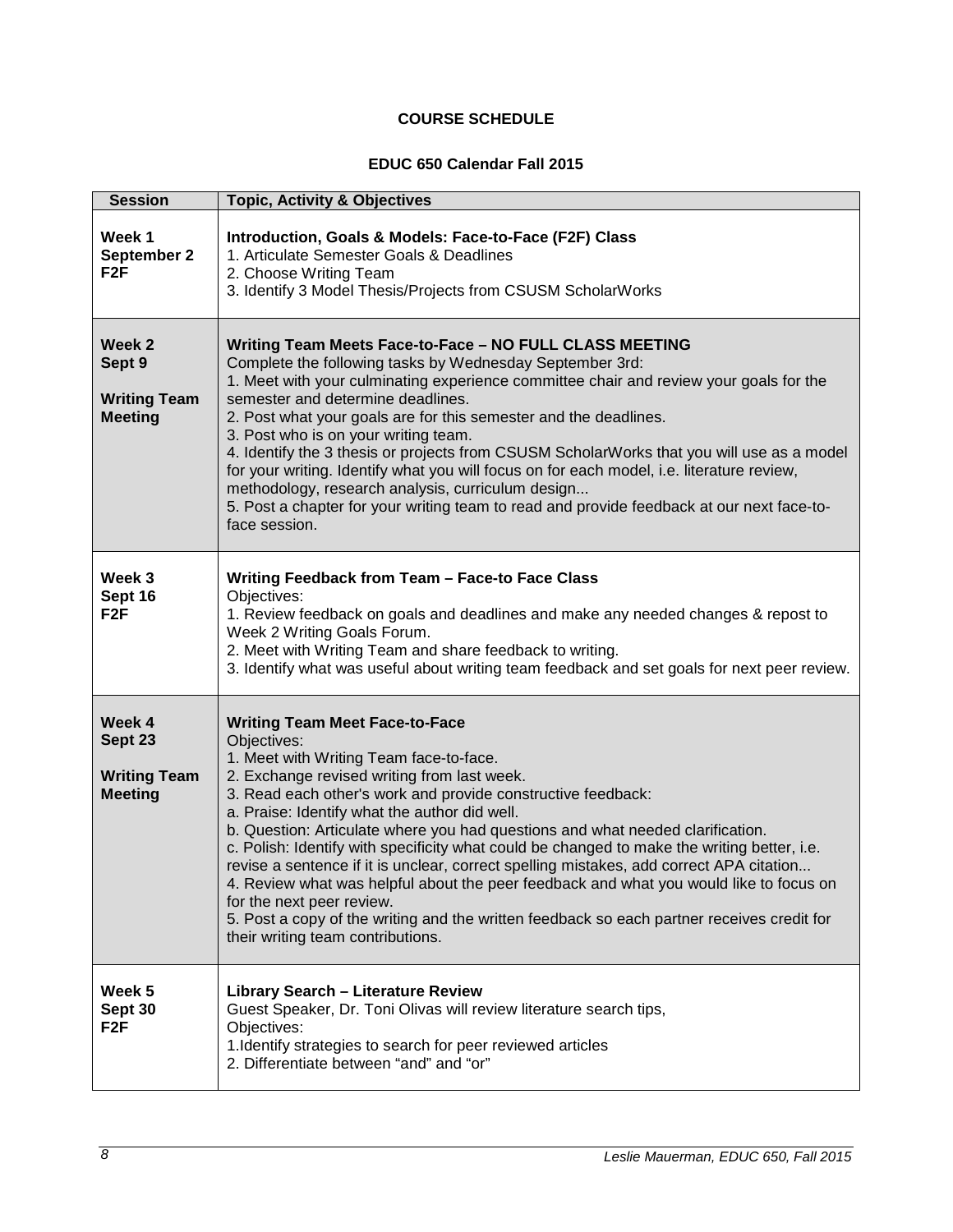**COURSE SCHEDULE**

**EDUC 650 Calendar Fall 2015**

| Session | Topic, Activity & Objectives |
|---|---|
| **Week 1**<br>**September 2**<br>**F2F** | **Introduction, Goals & Models: Face-to-Face (F2F) Class**<br>1. Articulate Semester Goals & Deadlines<br>2. Choose Writing Team<br>3. Identify 3 Model Thesis/Projects from CSUSM ScholarWorks |
| **Week 2**<br>**Sept 9**<br><br>**Writing Team Meeting** | **Writing Team Meets Face-to-Face – NO FULL CLASS MEETING**<br>Complete the following tasks by Wednesday September 3rd:<br>1. Meet with your culminating experience committee chair and review your goals for the semester and determine deadlines.<br>2. Post what your goals are for this semester and the deadlines.<br>3. Post who is on your writing team.<br>4. Identify the 3 thesis or projects from CSUSM ScholarWorks that you will use as a model for your writing. Identify what you will focus on for each model, i.e. literature review, methodology, research analysis, curriculum design...<br>5. Post a chapter for your writing team to read and provide feedback at our next face-to-face session. |
| **Week 3**<br>**Sept 16**<br>**F2F** | **Writing Feedback from Team – Face-to Face Class**<br>Objectives:<br>1. Review feedback on goals and deadlines and make any needed changes & repost to Week 2 Writing Goals Forum.<br>2. Meet with Writing Team and share feedback to writing.<br>3. Identify what was useful about writing team feedback and set goals for next peer review. |
| **Week 4**<br>**Sept 23**<br><br>**Writing Team Meeting** | **Writing Team Meet Face-to-Face**<br>Objectives:<br>1. Meet with Writing Team face-to-face.<br>2. Exchange revised writing from last week.<br>3. Read each other's work and provide constructive feedback:<br>a. Praise: Identify what the author did well.<br>b. Question: Articulate where you had questions and what needed clarification.<br>c. Polish: Identify with specificity what could be changed to make the writing better, i.e. revise a sentence if it is unclear, correct spelling mistakes, add correct APA citation...<br>4. Review what was helpful about the peer feedback and what you would like to focus on for the next peer review.<br>5. Post a copy of the writing and the written feedback so each partner receives credit for their writing team contributions. |
| **Week 5**<br>**Sept 30**<br>**F2F** | **Library Search – Literature Review**<br>Guest Speaker, Dr. Toni Olivas will review literature search tips,<br>Objectives:<br>1.Identify strategies to search for peer reviewed articles<br>2. Differentiate between "and" and "or" |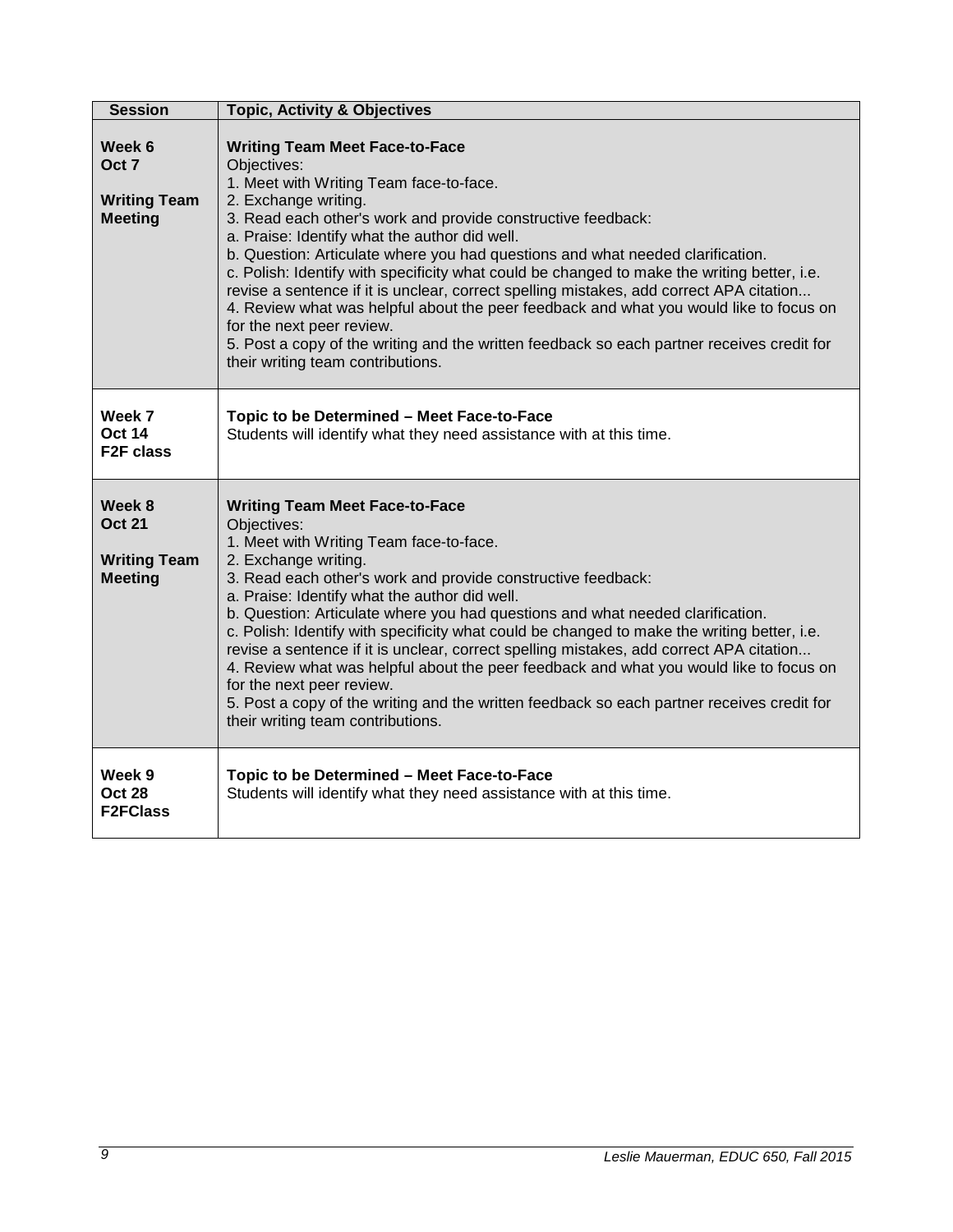| Session | Topic, Activity & Objectives |
| --- | --- |
| **Week 6**<br>**Oct 7**<br><br>**Writing Team Meeting** | **Writing Team Meet Face-to-Face**<br>Objectives:<br>1. Meet with Writing Team face-to-face.<br>2. Exchange writing.<br>3. Read each other's work and provide constructive feedback:<br>a. Praise: Identify what the author did well.<br>b. Question: Articulate where you had questions and what needed clarification.<br>c. Polish: Identify with specificity what could be changed to make the writing better, i.e. revise a sentence if it is unclear, correct spelling mistakes, add correct APA citation...<br>4. Review what was helpful about the peer feedback and what you would like to focus on for the next peer review.<br>5. Post a copy of the writing and the written feedback so each partner receives credit for their writing team contributions. |
| **Week 7**<br>**Oct 14**<br>**F2F class** | **Topic to be Determined – Meet Face-to-Face**<br>Students will identify what they need assistance with at this time. |
| **Week 8**<br>**Oct 21**<br><br>**Writing Team Meeting** | **Writing Team Meet Face-to-Face**<br>Objectives:<br>1. Meet with Writing Team face-to-face.<br>2. Exchange writing.<br>3. Read each other's work and provide constructive feedback:<br>a. Praise: Identify what the author did well.<br>b. Question: Articulate where you had questions and what needed clarification.<br>c. Polish: Identify with specificity what could be changed to make the writing better, i.e. revise a sentence if it is unclear, correct spelling mistakes, add correct APA citation...<br>4. Review what was helpful about the peer feedback and what you would like to focus on for the next peer review.<br>5. Post a copy of the writing and the written feedback so each partner receives credit for their writing team contributions. |
| **Week 9**<br>**Oct 28**<br>**F2FClass** | **Topic to be Determined – Meet Face-to-Face**<br>Students will identify what they need assistance with at this time. |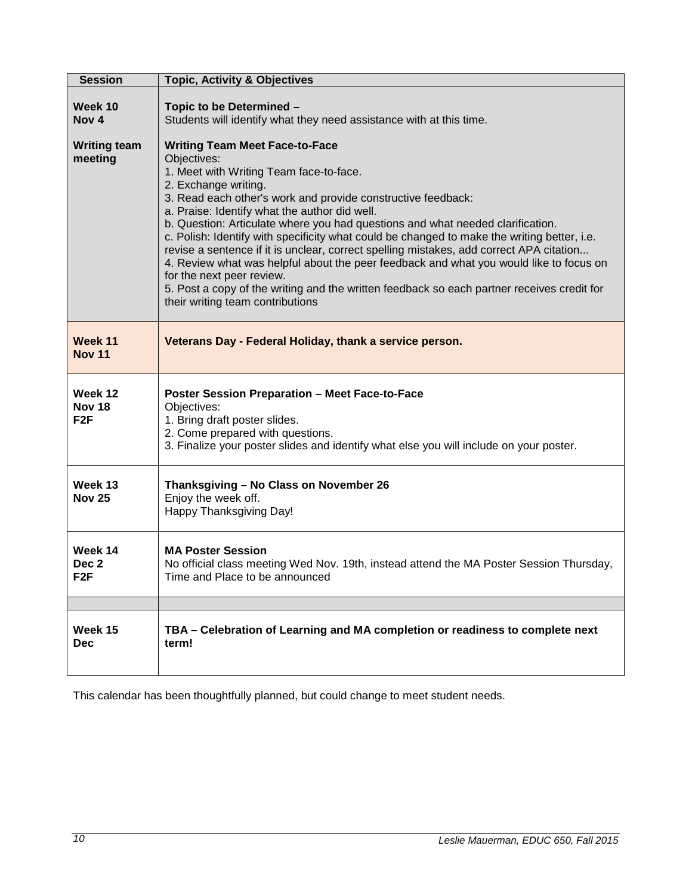| Session | Topic, Activity & Objectives |
| --- | --- |
| **Week 10** **Nov 4** **Writing team meeting** | **Topic to be Determined –** Students will identify what they need assistance with at this time. **Writing Team Meet Face-to-Face** Objectives: 1. Meet with Writing Team face-to-face. 2. Exchange writing. 3. Read each other's work and provide constructive feedback: a. Praise: Identify what the author did well. b. Question: Articulate where you had questions and what needed clarification. c. Polish: Identify with specificity what could be changed to make the writing better, i.e. revise a sentence if it is unclear, correct spelling mistakes, add correct APA citation... 4. Review what was helpful about the peer feedback and what you would like to focus on for the next peer review. 5. Post a copy of the writing and the written feedback so each partner receives credit for their writing team contributions |
| **Week 11** **Nov 11** | **Veterans Day - Federal Holiday, thank a service person.** |
| **Week 12** **Nov 18** **F2F** | **Poster Session Preparation – Meet Face-to-Face** Objectives: 1. Bring draft poster slides. 2. Come prepared with questions. 3. Finalize your poster slides and identify what else you will include on your poster. |
| **Week 13** **Nov 25** | **Thanksgiving – No Class on November 26** Enjoy the week off. Happy Thanksgiving Day! |
| **Week 14** **Dec 2** **F2F** | **MA Poster Session** No official class meeting Wed Nov. 19th, instead attend the MA Poster Session Thursday, Time and Place to be announced |
| | |
| **Week 15** **Dec** | **TBA – Celebration of Learning and MA completion or readiness to complete next term!** |

This calendar has been thoughtfully planned, but could change to meet student needs.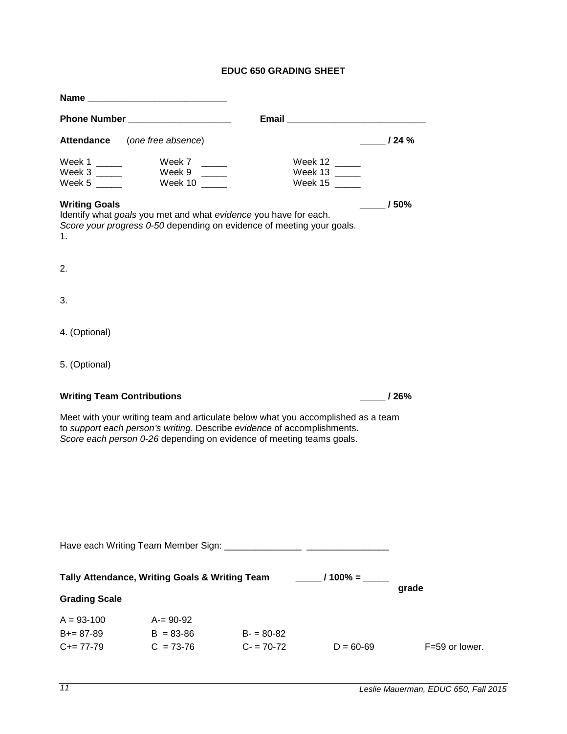# EDUC 650 GRADING SHEET

**Name** ___________________________

**Phone Number** ____________________ **Email** ____________________________

**Attendance** (*one free absence*) _____ **/ 24 %**

| | | |
|---|---|---|
| Week 1 _____ | Week 7 _____ | Week 12 _____ |
| Week 3 _____ | Week 9 _____ | Week 13 _____ |
| Week 5 _____ | Week 10 _____ | Week 15 _____ |

**Writing Goals** _____ **/ 50%**

Identify what *goals* you met and what *evidence* you have for each.
*Score your progress 0-50* depending on evidence of meeting your goals.

1.

2.

3.

4. (Optional)

5. (Optional)

**Writing Team Contributions** _____ **/ 26%**

Meet with your writing team and articulate below what you accomplished as a team to *support each person's writing*. Describe *evidence* of accomplishments.
*Score each person 0-26* depending on evidence of meeting teams goals.

Have each Writing Team Member Sign: _______________ ________________

**Tally Attendance, Writing Goals & Writing Team** _____ **/ 100% =** _____ **grade**

**Grading Scale**

| | | | | |
|---|---|---|---|---|
| A = 93-100 | A-= 90-92 | | | |
| B+= 87-89 | B = 83-86 | B- = 80-82 | | |
| C+= 77-79 | C = 73-76 | C- = 70-72 | D = 60-69 | F=59 or lower. |